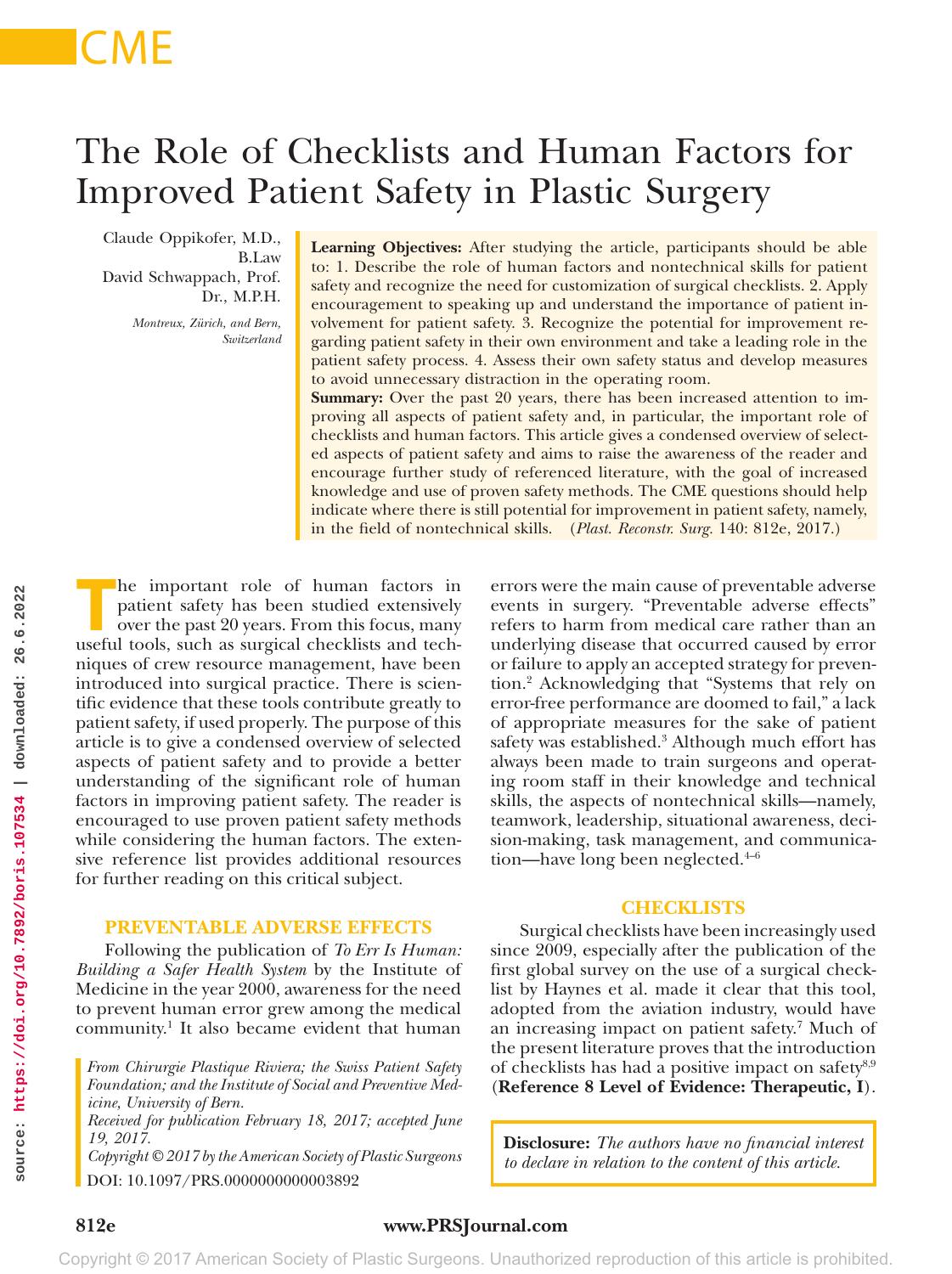CME

# The Role of Checklists and Human Factors for Improved Patient Safety in Plastic Surgery

Claude Oppikofer, M.D., B.Law
David Schwappach, Prof. Dr., M.P.H.

*Montreux, Zürich, and Bern, Switzerland*

**Learning Objectives:** After studying the article, participants should be able to: 1. Describe the role of human factors and nontechnical skills for patient safety and recognize the need for customization of surgical checklists. 2. Apply encouragement to speaking up and understand the importance of patient involvement for patient safety. 3. Recognize the potential for improvement regarding patient safety in their own environment and take a leading role in the patient safety process. 4. Assess their own safety status and develop measures to avoid unnecessary distraction in the operating room.

**Summary:** Over the past 20 years, there has been increased attention to improving all aspects of patient safety and, in particular, the important role of checklists and human factors. This article gives a condensed overview of selected aspects of patient safety and aims to raise the awareness of the reader and encourage further study of referenced literature, with the goal of increased knowledge and use of proven safety methods. The CME questions should help indicate where there is still potential for improvement in patient safety, namely, in the field of nontechnical skills. (*Plast. Reconstr. Surg.* 140: 812e, 2017.)

The important role of human factors in patient safety has been studied extensively over the past 20 years. From this focus, many useful tools, such as surgical checklists and techniques of crew resource management, have been introduced into surgical practice. There is scientific evidence that these tools contribute greatly to patient safety, if used properly. The purpose of this article is to give a condensed overview of selected aspects of patient safety and to provide a better understanding of the significant role of human factors in improving patient safety. The reader is encouraged to use proven patient safety methods while considering the human factors. The extensive reference list provides additional resources for further reading on this critical subject.

## PREVENTABLE ADVERSE EFFECTS

Following the publication of *To Err Is Human: Building a Safer Health System* by the Institute of Medicine in the year 2000, awareness for the need to prevent human error grew among the medical community.[1] It also became evident that human errors were the main cause of preventable adverse events in surgery. "Preventable adverse effects" refers to harm from medical care rather than an underlying disease that occurred caused by error or failure to apply an accepted strategy for prevention.[2] Acknowledging that "Systems that rely on error-free performance are doomed to fail," a lack of appropriate measures for the sake of patient safety was established.[3] Although much effort has always been made to train surgeons and operating room staff in their knowledge and technical skills, the aspects of nontechnical skills—namely, teamwork, leadership, situational awareness, decision-making, task management, and communication—have long been neglected.[4–6]

## CHECKLISTS

Surgical checklists have been increasingly used since 2009, especially after the publication of the first global survey on the use of a surgical checklist by Haynes et al. made it clear that this tool, adopted from the aviation industry, would have an increasing impact on patient safety.[7] Much of the present literature proves that the introduction of checklists has had a positive impact on safety[8,9] (**Reference 8 Level of Evidence: Therapeutic, I**).

*From Chirurgie Plastique Riviera; the Swiss Patient Safety Foundation; and the Institute of Social and Preventive Medicine, University of Bern.*

*Received for publication February 18, 2017; accepted June 19, 2017.*

*Copyright © 2017 by the American Society of Plastic Surgeons*

DOI: 10.1097/PRS.0000000000003892

**Disclosure:** *The authors have no financial interest to declare in relation to the content of this article.*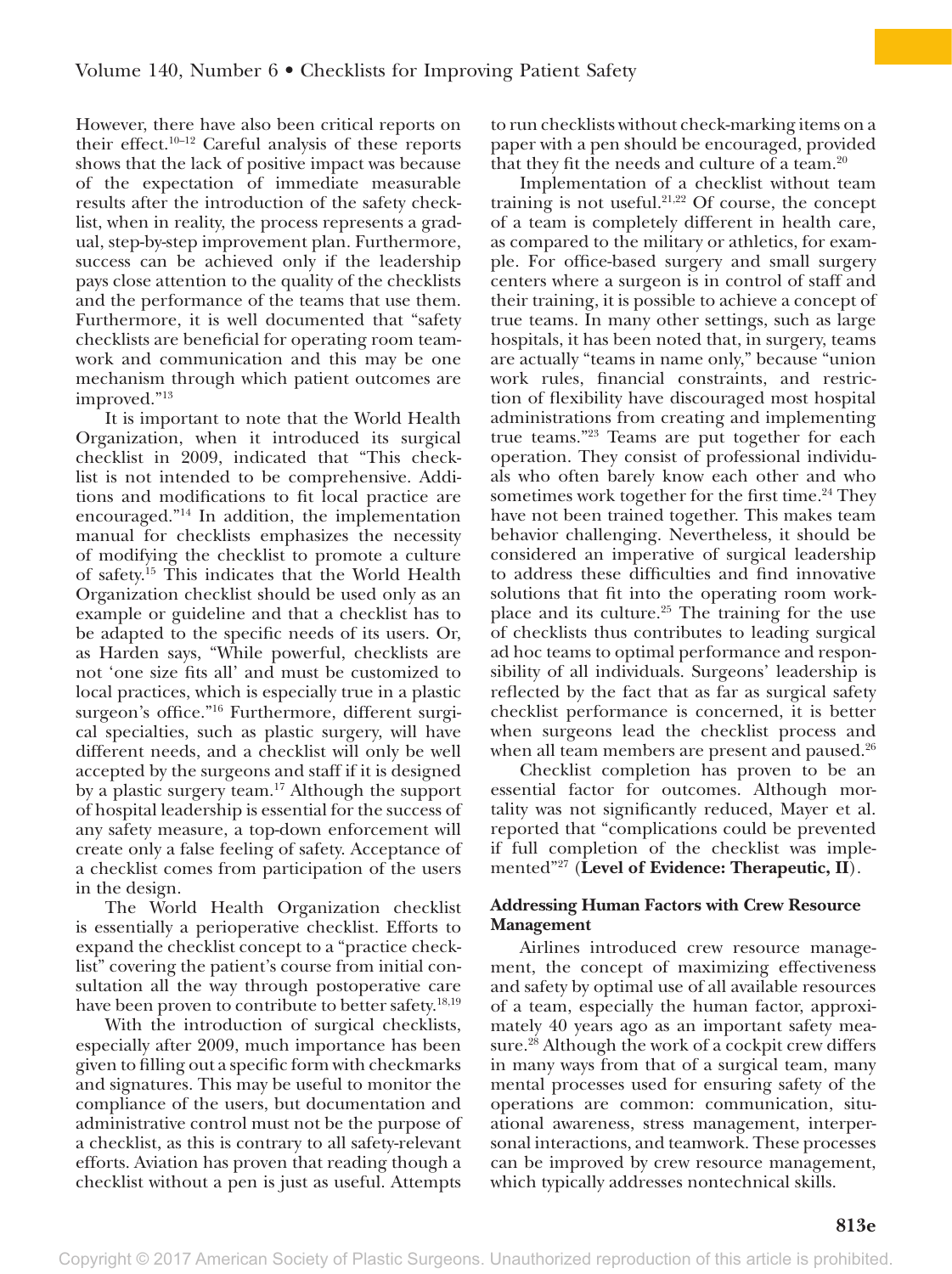However, there have also been critical reports on their effect.[10–12] Careful analysis of these reports shows that the lack of positive impact was because of the expectation of immediate measurable results after the introduction of the safety checklist, when in reality, the process represents a gradual, step-by-step improvement plan. Furthermore, success can be achieved only if the leadership pays close attention to the quality of the checklists and the performance of the teams that use them. Furthermore, it is well documented that "safety checklists are beneficial for operating room teamwork and communication and this may be one mechanism through which patient outcomes are improved."[13]

It is important to note that the World Health Organization, when it introduced its surgical checklist in 2009, indicated that "This checklist is not intended to be comprehensive. Additions and modifications to fit local practice are encouraged."[14] In addition, the implementation manual for checklists emphasizes the necessity of modifying the checklist to promote a culture of safety.[15] This indicates that the World Health Organization checklist should be used only as an example or guideline and that a checklist has to be adapted to the specific needs of its users. Or, as Harden says, "While powerful, checklists are not 'one size fits all' and must be customized to local practices, which is especially true in a plastic surgeon's office."[16] Furthermore, different surgical specialties, such as plastic surgery, will have different needs, and a checklist will only be well accepted by the surgeons and staff if it is designed by a plastic surgery team.[17] Although the support of hospital leadership is essential for the success of any safety measure, a top-down enforcement will create only a false feeling of safety. Acceptance of a checklist comes from participation of the users in the design.

The World Health Organization checklist is essentially a perioperative checklist. Efforts to expand the checklist concept to a "practice checklist" covering the patient's course from initial consultation all the way through postoperative care have been proven to contribute to better safety.[18,19]

With the introduction of surgical checklists, especially after 2009, much importance has been given to filling out a specific form with checkmarks and signatures. This may be useful to monitor the compliance of the users, but documentation and administrative control must not be the purpose of a checklist, as this is contrary to all safety-relevant efforts. Aviation has proven that reading though a checklist without a pen is just as useful. Attempts to run checklists without check-marking items on a paper with a pen should be encouraged, provided that they fit the needs and culture of a team.[20]

Implementation of a checklist without team training is not useful.[21,22] Of course, the concept of a team is completely different in health care, as compared to the military or athletics, for example. For office-based surgery and small surgery centers where a surgeon is in control of staff and their training, it is possible to achieve a concept of true teams. In many other settings, such as large hospitals, it has been noted that, in surgery, teams are actually "teams in name only," because "union work rules, financial constraints, and restriction of flexibility have discouraged most hospital administrations from creating and implementing true teams."[23] Teams are put together for each operation. They consist of professional individuals who often barely know each other and who sometimes work together for the first time.[24] They have not been trained together. This makes team behavior challenging. Nevertheless, it should be considered an imperative of surgical leadership to address these difficulties and find innovative solutions that fit into the operating room workplace and its culture.[25] The training for the use of checklists thus contributes to leading surgical ad hoc teams to optimal performance and responsibility of all individuals. Surgeons' leadership is reflected by the fact that as far as surgical safety checklist performance is concerned, it is better when surgeons lead the checklist process and when all team members are present and paused.[26]

Checklist completion has proven to be an essential factor for outcomes. Although mortality was not significantly reduced, Mayer et al. reported that "complications could be prevented if full completion of the checklist was implemented"[27] (**Level of Evidence: Therapeutic, II**).

### Addressing Human Factors with Crew Resource Management

Airlines introduced crew resource management, the concept of maximizing effectiveness and safety by optimal use of all available resources of a team, especially the human factor, approximately 40 years ago as an important safety measure.[28] Although the work of a cockpit crew differs in many ways from that of a surgical team, many mental processes used for ensuring safety of the operations are common: communication, situational awareness, stress management, interpersonal interactions, and teamwork. These processes can be improved by crew resource management, which typically addresses nontechnical skills.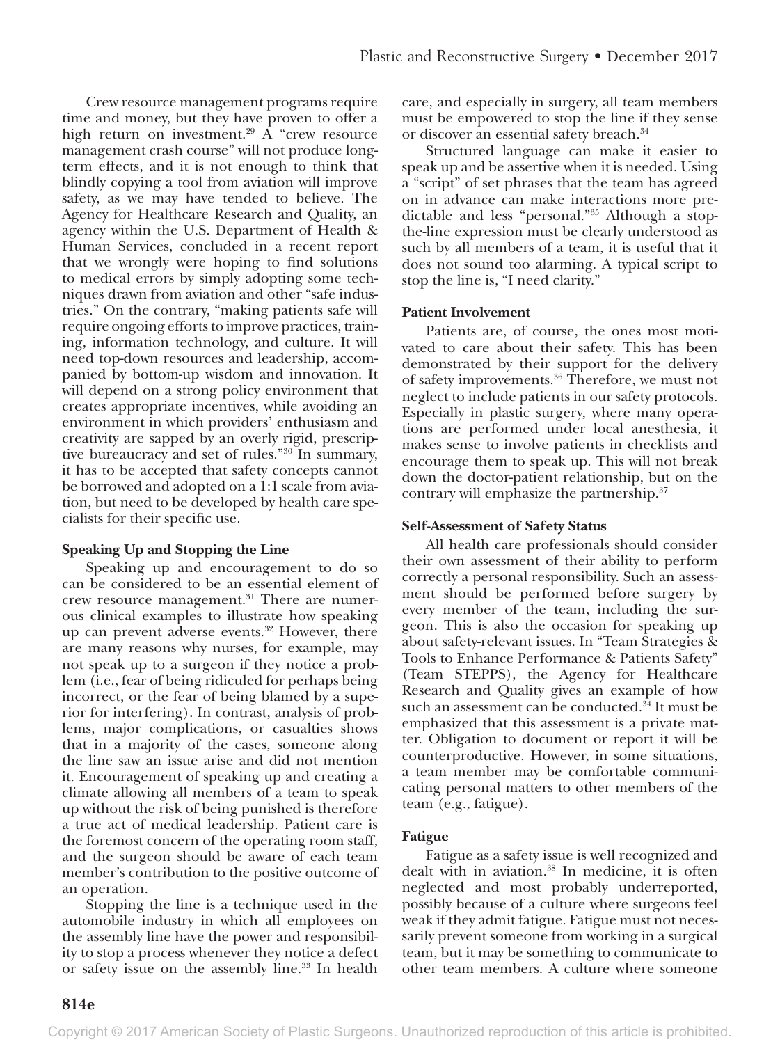Crew resource management programs require time and money, but they have proven to offer a high return on investment.[29] A "crew resource management crash course" will not produce long-term effects, and it is not enough to think that blindly copying a tool from aviation will improve safety, as we may have tended to believe. The Agency for Healthcare Research and Quality, an agency within the U.S. Department of Health & Human Services, concluded in a recent report that we wrongly were hoping to find solutions to medical errors by simply adopting some techniques drawn from aviation and other "safe industries." On the contrary, "making patients safe will require ongoing efforts to improve practices, training, information technology, and culture. It will need top-down resources and leadership, accompanied by bottom-up wisdom and innovation. It will depend on a strong policy environment that creates appropriate incentives, while avoiding an environment in which providers' enthusiasm and creativity are sapped by an overly rigid, prescriptive bureaucracy and set of rules."[30] In summary, it has to be accepted that safety concepts cannot be borrowed and adopted on a 1:1 scale from aviation, but need to be developed by health care specialists for their specific use.

### Speaking Up and Stopping the Line

Speaking up and encouragement to do so can be considered to be an essential element of crew resource management.[31] There are numerous clinical examples to illustrate how speaking up can prevent adverse events.[32] However, there are many reasons why nurses, for example, may not speak up to a surgeon if they notice a problem (i.e., fear of being ridiculed for perhaps being incorrect, or the fear of being blamed by a superior for interfering). In contrast, analysis of problems, major complications, or casualties shows that in a majority of the cases, someone along the line saw an issue arise and did not mention it. Encouragement of speaking up and creating a climate allowing all members of a team to speak up without the risk of being punished is therefore a true act of medical leadership. Patient care is the foremost concern of the operating room staff, and the surgeon should be aware of each team member's contribution to the positive outcome of an operation.

Stopping the line is a technique used in the automobile industry in which all employees on the assembly line have the power and responsibility to stop a process whenever they notice a defect or safety issue on the assembly line.[33] In health care, and especially in surgery, all team members must be empowered to stop the line if they sense or discover an essential safety breach.[34]

Structured language can make it easier to speak up and be assertive when it is needed. Using a "script" of set phrases that the team has agreed on in advance can make interactions more predictable and less "personal."[35] Although a stop-the-line expression must be clearly understood as such by all members of a team, it is useful that it does not sound too alarming. A typical script to stop the line is, "I need clarity."

### Patient Involvement

Patients are, of course, the ones most motivated to care about their safety. This has been demonstrated by their support for the delivery of safety improvements.[36] Therefore, we must not neglect to include patients in our safety protocols. Especially in plastic surgery, where many operations are performed under local anesthesia, it makes sense to involve patients in checklists and encourage them to speak up. This will not break down the doctor-patient relationship, but on the contrary will emphasize the partnership.[37]

### Self-Assessment of Safety Status

All health care professionals should consider their own assessment of their ability to perform correctly a personal responsibility. Such an assessment should be performed before surgery by every member of the team, including the surgeon. This is also the occasion for speaking up about safety-relevant issues. In "Team Strategies & Tools to Enhance Performance & Patients Safety" (Team STEPPS), the Agency for Healthcare Research and Quality gives an example of how such an assessment can be conducted.[34] It must be emphasized that this assessment is a private matter. Obligation to document or report it will be counterproductive. However, in some situations, a team member may be comfortable communicating personal matters to other members of the team (e.g., fatigue).

### Fatigue

Fatigue as a safety issue is well recognized and dealt with in aviation.[38] In medicine, it is often neglected and most probably underreported, possibly because of a culture where surgeons feel weak if they admit fatigue. Fatigue must not necessarily prevent someone from working in a surgical team, but it may be something to communicate to other team members. A culture where someone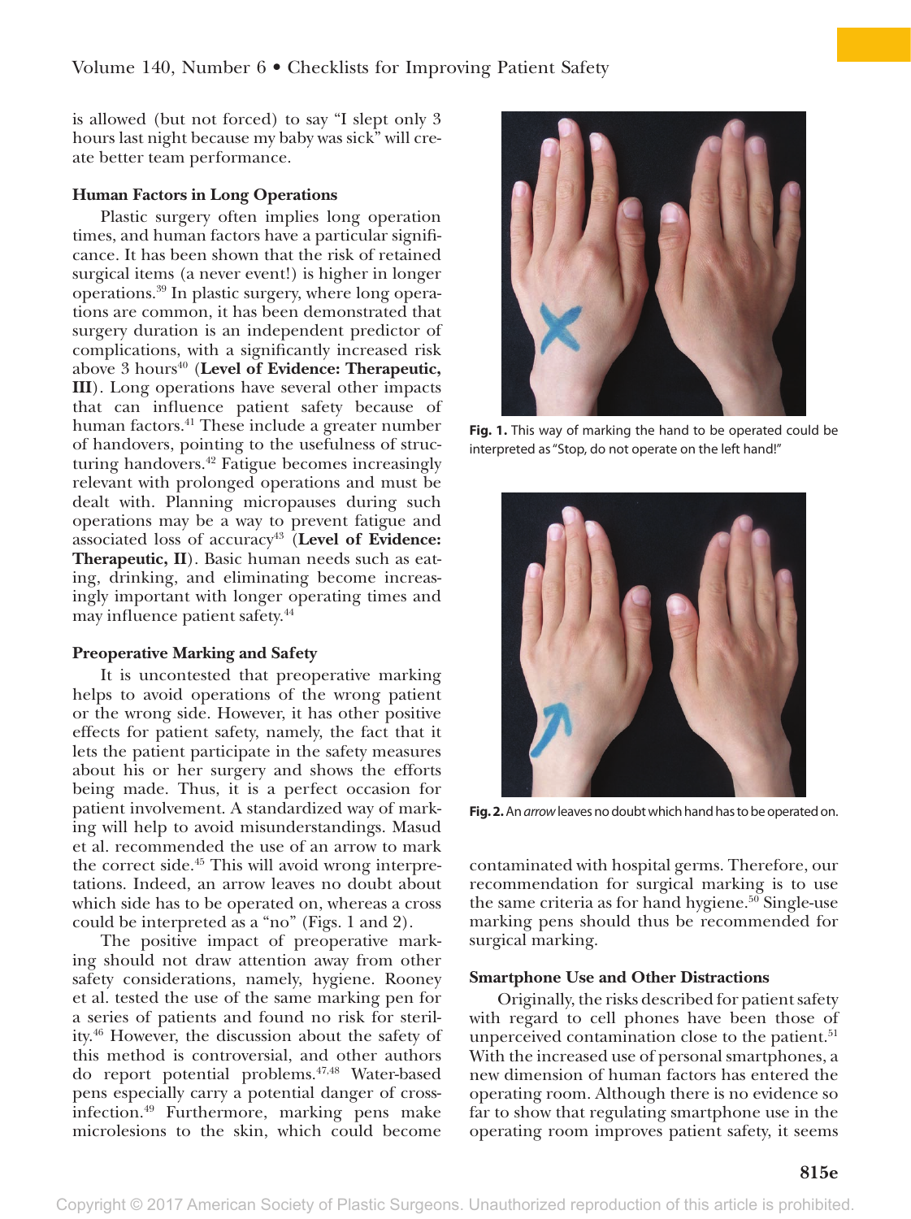is allowed (but not forced) to say "I slept only 3 hours last night because my baby was sick" will create better team performance.

### Human Factors in Long Operations

Plastic surgery often implies long operation times, and human factors have a particular significance. It has been shown that the risk of retained surgical items (a never event!) is higher in longer operations.[39] In plastic surgery, where long operations are common, it has been demonstrated that surgery duration is an independent predictor of complications, with a significantly increased risk above 3 hours[40] (**Level of Evidence: Therapeutic, III**). Long operations have several other impacts that can influence patient safety because of human factors.[41] These include a greater number of handovers, pointing to the usefulness of structuring handovers.[42] Fatigue becomes increasingly relevant with prolonged operations and must be dealt with. Planning micropauses during such operations may be a way to prevent fatigue and associated loss of accuracy[43] (**Level of Evidence: Therapeutic, II**). Basic human needs such as eating, drinking, and eliminating become increasingly important with longer operating times and may influence patient safety.[44]

### Preoperative Marking and Safety

It is uncontested that preoperative marking helps to avoid operations of the wrong patient or the wrong side. However, it has other positive effects for patient safety, namely, the fact that it lets the patient participate in the safety measures about his or her surgery and shows the efforts being made. Thus, it is a perfect occasion for patient involvement. A standardized way of marking will help to avoid misunderstandings. Masud et al. recommended the use of an arrow to mark the correct side.[45] This will avoid wrong interpretations. Indeed, an arrow leaves no doubt about which side has to be operated on, whereas a cross could be interpreted as a "no" (Figs. 1 and 2).

**Fig. 1.** This way of marking the hand to be operated could be interpreted as "Stop, do not operate on the left hand!"

**Fig. 2.** An *arrow* leaves no doubt which hand has to be operated on.

The positive impact of preoperative marking should not draw attention away from other safety considerations, namely, hygiene. Rooney et al. tested the use of the same marking pen for a series of patients and found no risk for sterility.[46] However, the discussion about the safety of this method is controversial, and other authors do report potential problems.[47,48] Water-based pens especially carry a potential danger of cross-infection.[49] Furthermore, marking pens make microlesions to the skin, which could become contaminated with hospital germs. Therefore, our recommendation for surgical marking is to use the same criteria as for hand hygiene.[50] Single-use marking pens should thus be recommended for surgical marking.

### Smartphone Use and Other Distractions

Originally, the risks described for patient safety with regard to cell phones have been those of unperceived contamination close to the patient.[51] With the increased use of personal smartphones, a new dimension of human factors has entered the operating room. Although there is no evidence so far to show that regulating smartphone use in the operating room improves patient safety, it seems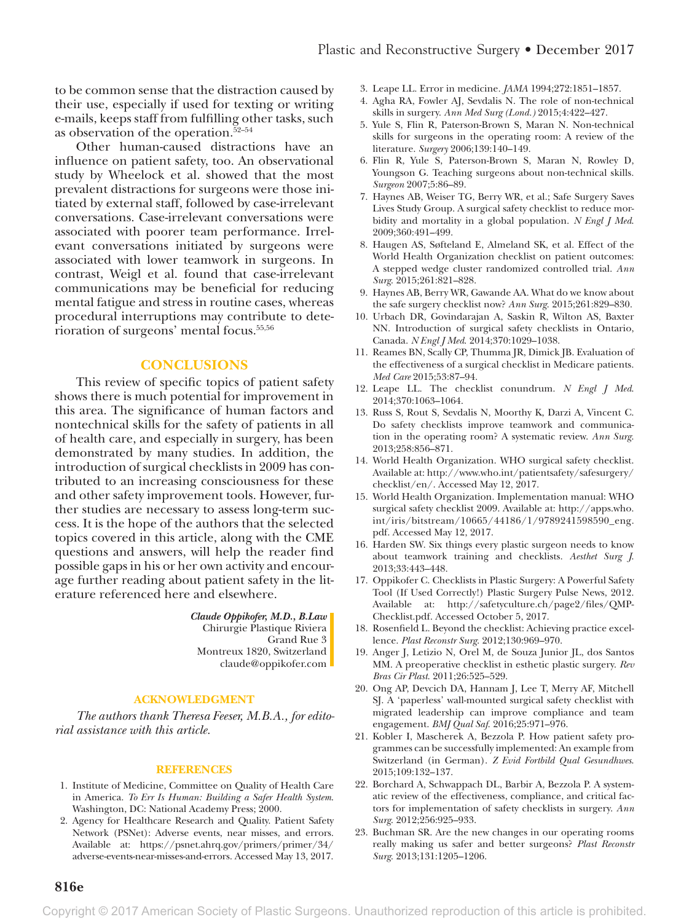to be common sense that the distraction caused by their use, especially if used for texting or writing e-mails, keeps staff from fulfilling other tasks, such as observation of the operation.[52–54]

Other human-caused distractions have an influence on patient safety, too. An observational study by Wheelock et al. showed that the most prevalent distractions for surgeons were those initiated by external staff, followed by case-irrelevant conversations. Case-irrelevant conversations were associated with poorer team performance. Irrelevant conversations initiated by surgeons were associated with lower teamwork in surgeons. In contrast, Weigl et al. found that case-irrelevant communications may be beneficial for reducing mental fatigue and stress in routine cases, whereas procedural interruptions may contribute to deterioration of surgeons' mental focus.[55,56]

## CONCLUSIONS

This review of specific topics of patient safety shows there is much potential for improvement in this area. The significance of human factors and nontechnical skills for the safety of patients in all of health care, and especially in surgery, has been demonstrated by many studies. In addition, the introduction of surgical checklists in 2009 has contributed to an increasing consciousness for these and other safety improvement tools. However, further studies are necessary to assess long-term success. It is the hope of the authors that the selected topics covered in this article, along with the CME questions and answers, will help the reader find possible gaps in his or her own activity and encourage further reading about patient safety in the literature referenced here and elsewhere.

***Claude Oppikofer, M.D., B.Law***
Chirurgie Plastique Riviera
Grand Rue 3
Montreux 1820, Switzerland
claude@oppikofer.com

## ACKNOWLEDGMENT

*The authors thank Theresa Feeser, M.B.A., for editorial assistance with this article.*

## REFERENCES

1. Institute of Medicine, Committee on Quality of Health Care in America. *To Err Is Human: Building a Safer Health System.* Washington, DC: National Academy Press; 2000.
2. Agency for Healthcare Research and Quality. Patient Safety Network (PSNet): Adverse events, near misses, and errors. Available at: https://psnet.ahrq.gov/primers/primer/34/adverse-events-near-misses-and-errors. Accessed May 13, 2017.
3. Leape LL. Error in medicine. *JAMA* 1994;272:1851–1857.
4. Agha RA, Fowler AJ, Sevdalis N. The role of non-technical skills in surgery. *Ann Med Surg (Lond.)* 2015;4:422–427.
5. Yule S, Flin R, Paterson-Brown S, Maran N. Non-technical skills for surgeons in the operating room: A review of the literature. *Surgery* 2006;139:140–149.
6. Flin R, Yule S, Paterson-Brown S, Maran N, Rowley D, Youngson G. Teaching surgeons about non-technical skills. *Surgeon* 2007;5:86–89.
7. Haynes AB, Weiser TG, Berry WR, et al.; Safe Surgery Saves Lives Study Group. A surgical safety checklist to reduce morbidity and mortality in a global population. *N Engl J Med.* 2009;360:491–499.
8. Haugen AS, Søfteland E, Almeland SK, et al. Effect of the World Health Organization checklist on patient outcomes: A stepped wedge cluster randomized controlled trial. *Ann Surg.* 2015;261:821–828.
9. Haynes AB, Berry WR, Gawande AA. What do we know about the safe surgery checklist now? *Ann Surg.* 2015;261:829–830.
10. Urbach DR, Govindarajan A, Saskin R, Wilton AS, Baxter NN. Introduction of surgical safety checklists in Ontario, Canada. *N Engl J Med.* 2014;370:1029–1038.
11. Reames BN, Scally CP, Thumma JR, Dimick JB. Evaluation of the effectiveness of a surgical checklist in Medicare patients. *Med Care* 2015;53:87–94.
12. Leape LL. The checklist conundrum. *N Engl J Med.* 2014;370:1063–1064.
13. Russ S, Rout S, Sevdalis N, Moorthy K, Darzi A, Vincent C. Do safety checklists improve teamwork and communication in the operating room? A systematic review. *Ann Surg.* 2013;258:856–871.
14. World Health Organization. WHO surgical safety checklist. Available at: http://www.who.int/patientsafety/safesurgery/checklist/en/. Accessed May 12, 2017.
15. World Health Organization. Implementation manual: WHO surgical safety checklist 2009. Available at: http://apps.who.int/iris/bitstream/10665/44186/1/9789241598590_eng.pdf. Accessed May 12, 2017.
16. Harden SW. Six things every plastic surgeon needs to know about teamwork training and checklists. *Aesthet Surg J.* 2013;33:443–448.
17. Oppikofer C. Checklists in Plastic Surgery: A Powerful Safety Tool (If Used Correctly!) Plastic Surgery Pulse News, 2012. Available at: http://safetyculture.ch/page2/files/QMP-Checklist.pdf. Accessed October 5, 2017.
18. Rosenfield L. Beyond the checklist: Achieving practice excellence. *Plast Reconstr Surg.* 2012;130:969–970.
19. Anger J, Letizio N, Orel M, de Souza Junior JL, dos Santos MM. A preoperative checklist in esthetic plastic surgery. *Rev Bras Cir Plast.* 2011;26:525–529.
20. Ong AP, Devcich DA, Hannam J, Lee T, Merry AF, Mitchell SJ. A 'paperless' wall-mounted surgical safety checklist with migrated leadership can improve compliance and team engagement. *BMJ Qual Saf.* 2016;25:971–976.
21. Kobler I, Mascherek A, Bezzola P. How patient safety programmes can be successfully implemented: An example from Switzerland (in German). *Z Evid Fortbild Qual Gesundhwes.* 2015;109:132–137.
22. Borchard A, Schwappach DL, Barbir A, Bezzola P. A systematic review of the effectiveness, compliance, and critical factors for implementation of safety checklists in surgery. *Ann Surg.* 2012;256:925–933.
23. Buchman SR. Are the new changes in our operating rooms really making us safer and better surgeons? *Plast Reconstr Surg.* 2013;131:1205–1206.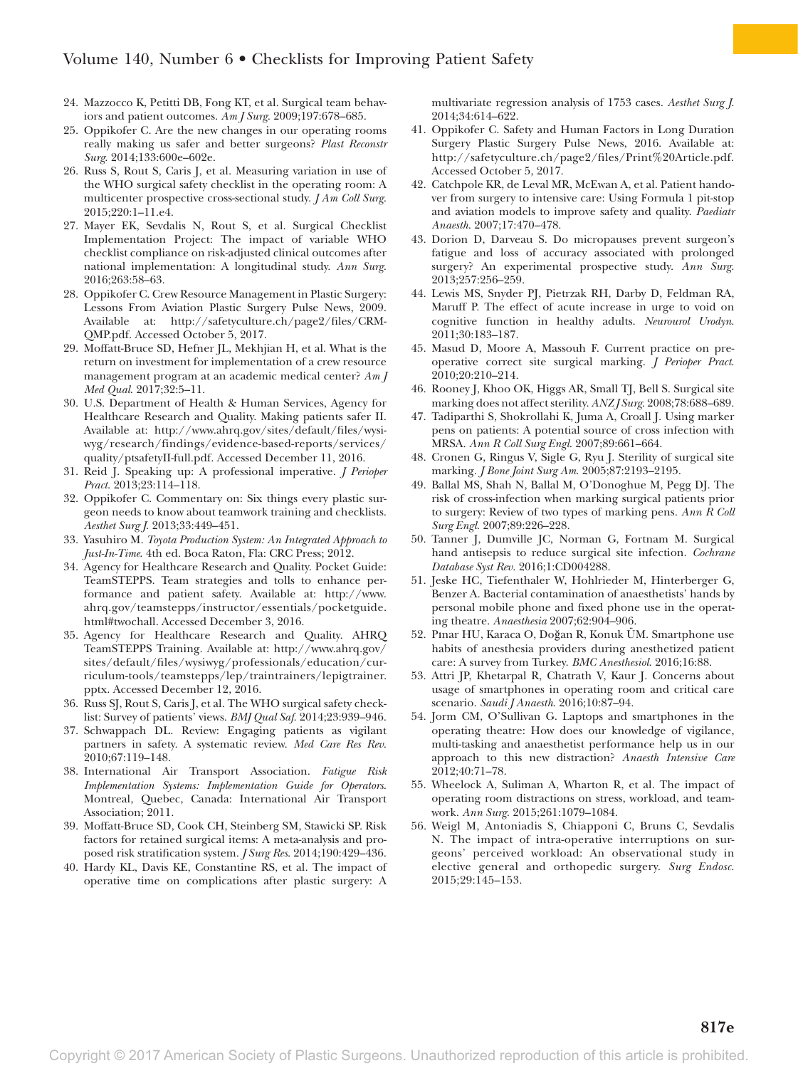24. Mazzocco K, Petitti DB, Fong KT, et al. Surgical team behaviors and patient outcomes. *Am J Surg.* 2009;197:678–685.
25. Oppikofer C. Are the new changes in our operating rooms really making us safer and better surgeons? *Plast Reconstr Surg.* 2014;133:600e–602e.
26. Russ S, Rout S, Caris J, et al. Measuring variation in use of the WHO surgical safety checklist in the operating room: A multicenter prospective cross-sectional study. *J Am Coll Surg.* 2015;220:1–11.e4.
27. Mayer EK, Sevdalis N, Rout S, et al. Surgical Checklist Implementation Project: The impact of variable WHO checklist compliance on risk-adjusted clinical outcomes after national implementation: A longitudinal study. *Ann Surg.* 2016;263:58–63.
28. Oppikofer C. Crew Resource Management in Plastic Surgery: Lessons From Aviation Plastic Surgery Pulse News, 2009. Available at: http://safetyculture.ch/page2/files/CRM-QMP.pdf. Accessed October 5, 2017.
29. Moffatt-Bruce SD, Hefner JL, Mekhjian H, et al. What is the return on investment for implementation of a crew resource management program at an academic medical center? *Am J Med Qual.* 2017;32:5–11.
30. U.S. Department of Health & Human Services, Agency for Healthcare Research and Quality. Making patients safer II. Available at: http://www.ahrq.gov/sites/default/files/wysiwyg/research/findings/evidence-based-reports/services/quality/ptsafetyII-full.pdf. Accessed December 11, 2016.
31. Reid J. Speaking up: A professional imperative. *J Perioper Pract.* 2013;23:114–118.
32. Oppikofer C. Commentary on: Six things every plastic surgeon needs to know about teamwork training and checklists. *Aesthet Surg J.* 2013;33:449–451.
33. Yasuhiro M. *Toyota Production System: An Integrated Approach to Just-In-Time.* 4th ed. Boca Raton, Fla: CRC Press; 2012.
34. Agency for Healthcare Research and Quality. Pocket Guide: TeamSTEPPS. Team strategies and tolls to enhance performance and patient safety. Available at: http://www.ahrq.gov/teamstepps/instructor/essentials/pocketguide.html#twochall. Accessed December 3, 2016.
35. Agency for Healthcare Research and Quality. AHRQ TeamSTEPPS Training. Available at: http://www.ahrq.gov/sites/default/files/wysiwyg/professionals/education/curriculum-tools/teamstepps/lep/traintrainers/lepigtrainer.pptx. Accessed December 12, 2016.
36. Russ SJ, Rout S, Caris J, et al. The WHO surgical safety checklist: Survey of patients' views. *BMJ Qual Saf.* 2014;23:939–946.
37. Schwappach DL. Review: Engaging patients as vigilant partners in safety. A systematic review. *Med Care Res Rev.* 2010;67:119–148.
38. International Air Transport Association. *Fatigue Risk Implementation Systems: Implementation Guide for Operators.* Montreal, Quebec, Canada: International Air Transport Association; 2011.
39. Moffatt-Bruce SD, Cook CH, Steinberg SM, Stawicki SP. Risk factors for retained surgical items: A meta-analysis and proposed risk stratification system. *J Surg Res.* 2014;190:429–436.
40. Hardy KL, Davis KE, Constantine RS, et al. The impact of operative time on complications after plastic surgery: A multivariate regression analysis of 1753 cases. *Aesthet Surg J.* 2014;34:614–622.
41. Oppikofer C. Safety and Human Factors in Long Duration Surgery Plastic Surgery Pulse News, 2016. Available at: http://safetyculture.ch/page2/files/Print%20Article.pdf. Accessed October 5, 2017.
42. Catchpole KR, de Leval MR, McEwan A, et al. Patient handover from surgery to intensive care: Using Formula 1 pit-stop and aviation models to improve safety and quality. *Paediatr Anaesth.* 2007;17:470–478.
43. Dorion D, Darveau S. Do micropauses prevent surgeon's fatigue and loss of accuracy associated with prolonged surgery? An experimental prospective study. *Ann Surg.* 2013;257:256–259.
44. Lewis MS, Snyder PJ, Pietrzak RH, Darby D, Feldman RA, Maruff P. The effect of acute increase in urge to void on cognitive function in healthy adults. *Neurourol Urodyn.* 2011;30:183–187.
45. Masud D, Moore A, Massouh F. Current practice on preoperative correct site surgical marking. *J Perioper Pract.* 2010;20:210–214.
46. Rooney J, Khoo OK, Higgs AR, Small TJ, Bell S. Surgical site marking does not affect sterility. *ANZ J Surg.* 2008;78:688–689.
47. Tadiparthi S, Shokrollahi K, Juma A, Croall J. Using marker pens on patients: A potential source of cross infection with MRSA. *Ann R Coll Surg Engl.* 2007;89:661–664.
48. Cronen G, Ringus V, Sigle G, Ryu J. Sterility of surgical site marking. *J Bone Joint Surg Am.* 2005;87:2193–2195.
49. Ballal MS, Shah N, Ballal M, O'Donoghue M, Pegg DJ. The risk of cross-infection when marking surgical patients prior to surgery: Review of two types of marking pens. *Ann R Coll Surg Engl.* 2007;89:226–228.
50. Tanner J, Dumville JC, Norman G, Fortnam M. Surgical hand antisepsis to reduce surgical site infection. *Cochrane Database Syst Rev.* 2016;1:CD004288.
51. Jeske HC, Tiefenthaler W, Hohlrieder M, Hinterberger G, Benzer A. Bacterial contamination of anaesthetists' hands by personal mobile phone and fixed phone use in the operating theatre. *Anaesthesia* 2007;62:904–906.
52. Pınar HU, Karaca O, Doğan R, Konuk ÜM. Smartphone use habits of anesthesia providers during anesthetized patient care: A survey from Turkey. *BMC Anesthesiol.* 2016;16:88.
53. Attri JP, Khetarpal R, Chatrath V, Kaur J. Concerns about usage of smartphones in operating room and critical care scenario. *Saudi J Anaesth.* 2016;10:87–94.
54. Jorm CM, O'Sullivan G. Laptops and smartphones in the operating theatre: How does our knowledge of vigilance, multi-tasking and anaesthetist performance help us in our approach to this new distraction? *Anaesth Intensive Care* 2012;40:71–78.
55. Wheelock A, Suliman A, Wharton R, et al. The impact of operating room distractions on stress, workload, and teamwork. *Ann Surg.* 2015;261:1079–1084.
56. Weigl M, Antoniadis S, Chiapponi C, Bruns C, Sevdalis N. The impact of intra-operative interruptions on surgeons' perceived workload: An observational study in elective general and orthopedic surgery. *Surg Endosc.* 2015;29:145–153.